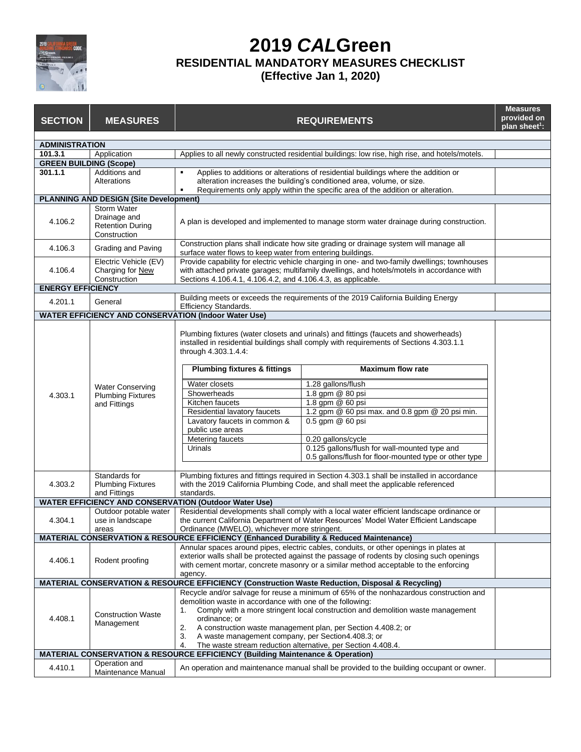# 2019 *CAL*Green

## RESIDENTIAL MANDATORY MEASURES CHECKLIST

**(Effective Jan 1, 2020)**

| SECTION | MEASURES | REQUIREMENTS | Measures provided on plan sheet[1]: |
|---|---|---|---|
| **ADMINISTRATION** | | | |
| **101.3.1** | Application | Applies to all newly constructed residential buildings: low rise, high rise, and hotels/motels. | |
| **GREEN BUILDING (Scope)** | | | |
| **301.1.1** | Additions and Alterations | ▪ Applies to additions or alterations of residential buildings where the addition or alteration increases the building's conditioned area, volume, or size.<br>▪ Requirements only apply within the specific area of the addition or alteration. | |
| **PLANNING AND DESIGN (Site Development)** | | | |
| 4.106.2 | Storm Water Drainage and Retention During Construction | A plan is developed and implemented to manage storm water drainage during construction. | |
| 4.106.3 | Grading and Paving | Construction plans shall indicate how site grading or drainage system will manage all surface water flows to keep water from entering buildings. | |
| 4.106.4 | Electric Vehicle (EV) Charging for New Construction | Provide capability for electric vehicle charging in one- and two-family dwellings; townhouses with attached private garages; multifamily dwellings, and hotels/motels in accordance with Sections 4.106.4.1, 4.106.4.2, and 4.106.4.3, as applicable. | |
| **ENERGY EFFICIENCY** | | | |
| 4.201.1 | General | Building meets or exceeds the requirements of the 2019 California Building Energy Efficiency Standards. | |
| **WATER EFFICIENCY AND CONSERVATION (Indoor Water Use)** | | | |
| 4.303.1 | Water Conserving Plumbing Fixtures and Fittings | Plumbing fixtures (water closets and urinals) and fittings (faucets and showerheads) installed in residential buildings shall comply with requirements of Sections 4.303.1.1 through 4.303.1.4.4:<br><br>**Plumbing fixtures & fittings** — **Maximum flow rate**<br>Water closets — 1.28 gallons/flush<br>Showerheads — 1.8 gpm @ 80 psi<br>Kitchen faucets — 1.8 gpm @ 60 psi<br>Residential lavatory faucets — 1.2 gpm @ 60 psi max. and 0.8 gpm @ 20 psi min.<br>Lavatory faucets in common & public use areas — 0.5 gpm @ 60 psi<br>Metering faucets — 0.20 gallons/cycle<br>Urinals — 0.125 gallons/flush for wall-mounted type and 0.5 gallons/flush for floor-mounted type or other type | |
| 4.303.2 | Standards for Plumbing Fixtures and Fittings | Plumbing fixtures and fittings required in Section 4.303.1 shall be installed in accordance with the 2019 California Plumbing Code, and shall meet the applicable referenced standards. | |
| **WATER EFFICIENCY AND CONSERVATION (Outdoor Water Use)** | | | |
| 4.304.1 | Outdoor potable water use in landscape areas | Residential developments shall comply with a local water efficient landscape ordinance or the current California Department of Water Resources' Model Water Efficient Landscape Ordinance (MWELO), whichever more stringent. | |
| **MATERIAL CONSERVATION & RESOURCE EFFICIENCY (Enhanced Durability & Reduced Maintenance)** | | | |
| 4.406.1 | Rodent proofing | Annular spaces around pipes, electric cables, conduits, or other openings in plates at exterior walls shall be protected against the passage of rodents by closing such openings with cement mortar, concrete masonry or a similar method acceptable to the enforcing agency. | |
| **MATERIAL CONSERVATION & RESOURCE EFFICIENCY (Construction Waste Reduction, Disposal & Recycling)** | | | |
| 4.408.1 | Construction Waste Management | Recycle and/or salvage for reuse a minimum of 65% of the nonhazardous construction and demolition waste in accordance with one of the following:<br>1. Comply with a more stringent local construction and demolition waste management ordinance; or<br>2. A construction waste management plan, per Section 4.408.2; or<br>3. A waste management company, per Section4.408.3; or<br>4. The waste stream reduction alternative, per Section 4.408.4. | |
| **MATERIAL CONSERVATION & RESOURCE EFFICIENCY (Building Maintenance & Operation)** | | | |
| 4.410.1 | Operation and Maintenance Manual | An operation and maintenance manual shall be provided to the building occupant or owner. | |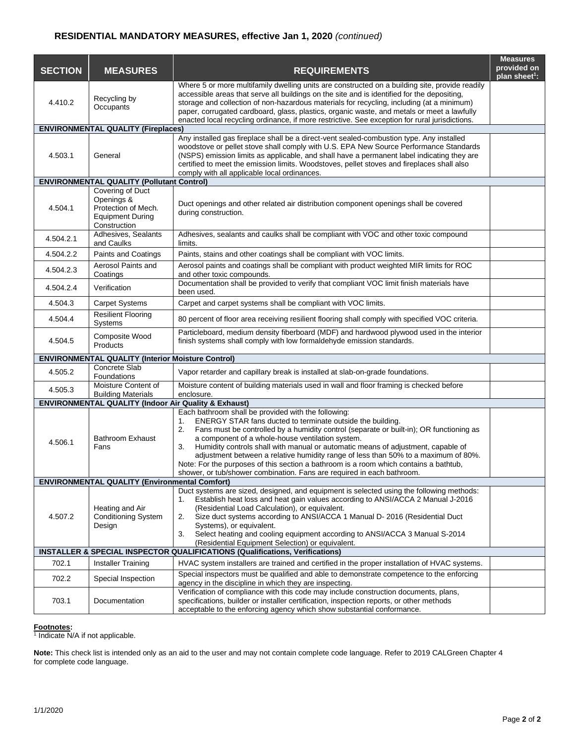## RESIDENTIAL MANDATORY MEASURES, effective Jan 1, 2020 *(continued)*

| SECTION | MEASURES | REQUIREMENTS | Measures provided on plan sheet[1]: |
|---|---|---|---|
| 4.410.2 | Recycling by Occupants | Where 5 or more multifamily dwelling units are constructed on a building site, provide readily accessible areas that serve all buildings on the site and is identified for the depositing, storage and collection of non-hazardous materials for recycling, including (at a minimum) paper, corrugated cardboard, glass, plastics, organic waste, and metals or meet a lawfully enacted local recycling ordinance, if more restrictive. See exception for rural jurisdictions. | |
| **ENVIRONMENTAL QUALITY (Fireplaces)** | | | |
| 4.503.1 | General | Any installed gas fireplace shall be a direct-vent sealed-combustion type. Any installed woodstove or pellet stove shall comply with U.S. EPA New Source Performance Standards (NSPS) emission limits as applicable, and shall have a permanent label indicating they are certified to meet the emission limits. Woodstoves, pellet stoves and fireplaces shall also comply with all applicable local ordinances. | |
| **ENVIRONMENTAL QUALITY (Pollutant Control)** | | | |
| 4.504.1 | Covering of Duct Openings & Protection of Mech. Equipment During Construction | Duct openings and other related air distribution component openings shall be covered during construction. | |
| 4.504.2.1 | Adhesives, Sealants and Caulks | Adhesives, sealants and caulks shall be compliant with VOC and other toxic compound limits. | |
| 4.504.2.2 | Paints and Coatings | Paints, stains and other coatings shall be compliant with VOC limits. | |
| 4.504.2.3 | Aerosol Paints and Coatings | Aerosol paints and coatings shall be compliant with product weighted MIR limits for ROC and other toxic compounds. | |
| 4.504.2.4 | Verification | Documentation shall be provided to verify that compliant VOC limit finish materials have been used. | |
| 4.504.3 | Carpet Systems | Carpet and carpet systems shall be compliant with VOC limits. | |
| 4.504.4 | Resilient Flooring Systems | 80 percent of floor area receiving resilient flooring shall comply with specified VOC criteria. | |
| 4.504.5 | Composite Wood Products | Particleboard, medium density fiberboard (MDF) and hardwood plywood used in the interior finish systems shall comply with low formaldehyde emission standards. | |
| **ENVIRONMENTAL QUALITY (Interior Moisture Control)** | | | |
| 4.505.2 | Concrete Slab Foundations | Vapor retarder and capillary break is installed at slab-on-grade foundations. | |
| 4.505.3 | Moisture Content of Building Materials | Moisture content of building materials used in wall and floor framing is checked before enclosure. | |
| **ENVIRONMENTAL QUALITY (Indoor Air Quality & Exhaust)** | | | |
| 4.506.1 | Bathroom Exhaust Fans | Each bathroom shall be provided with the following:<br>1. ENERGY STAR fans ducted to terminate outside the building.<br>2. Fans must be controlled by a humidity control (separate or built-in); OR functioning as a component of a whole-house ventilation system.<br>3. Humidity controls shall with manual or automatic means of adjustment, capable of adjustment between a relative humidity range of less than 50% to a maximum of 80%.<br>Note: For the purposes of this section a bathroom is a room which contains a bathtub, shower, or tub/shower combination. Fans are required in each bathroom. | |
| **ENVIRONMENTAL QUALITY (Environmental Comfort)** | | | |
| 4.507.2 | Heating and Air Conditioning System Design | Duct systems are sized, designed, and equipment is selected using the following methods:<br>1. Establish heat loss and heat gain values according to ANSI/ACCA 2 Manual J-2016 (Residential Load Calculation), or equivalent.<br>2. Size duct systems according to ANSI/ACCA 1 Manual D- 2016 (Residential Duct Systems), or equivalent.<br>3. Select heating and cooling equipment according to ANSI/ACCA 3 Manual S-2014 (Residential Equipment Selection) or equivalent. | |
| **INSTALLER & SPECIAL INSPECTOR QUALIFICATIONS (Qualifications, Verifications)** | | | |
| 702.1 | Installer Training | HVAC system installers are trained and certified in the proper installation of HVAC systems. | |
| 702.2 | Special Inspection | Special inspectors must be qualified and able to demonstrate competence to the enforcing agency in the discipline in which they are inspecting. | |
| 703.1 | Documentation | Verification of compliance with this code may include construction documents, plans, specifications, builder or installer certification, inspection reports, or other methods acceptable to the enforcing agency which show substantial conformance. | |

**Footnotes:**
[1] Indicate N/A if not applicable.

**Note:** This check list is intended only as an aid to the user and may not contain complete code language. Refer to 2019 CALGreen Chapter 4 for complete code language.

1/1/2020